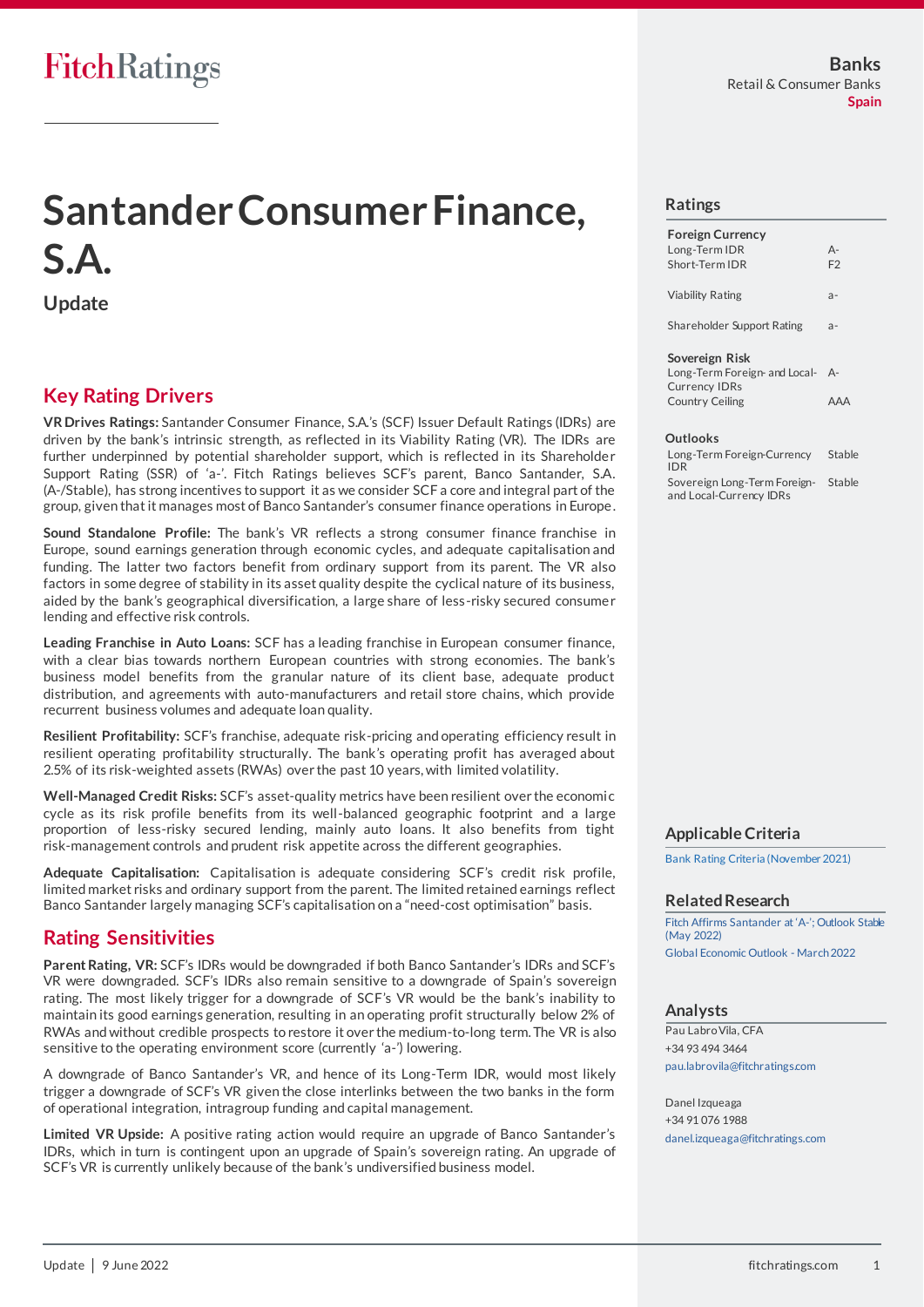FitchRatings

**Banks**
Retail & Consumer Banks
**Spain**

# Santander Consumer Finance, S.A.

## Update

## Key Rating Drivers

**VR Drives Ratings:** Santander Consumer Finance, S.A.'s (SCF) Issuer Default Ratings (IDRs) are driven by the bank's intrinsic strength, as reflected in its Viability Rating (VR). The IDRs are further underpinned by potential shareholder support, which is reflected in its Shareholder Support Rating (SSR) of 'a-'. Fitch Ratings believes SCF's parent, Banco Santander, S.A. (A-/Stable), has strong incentives to support it as we consider SCF a core and integral part of the group, given that it manages most of Banco Santander's consumer finance operations in Europe.

**Sound Standalone Profile:** The bank's VR reflects a strong consumer finance franchise in Europe, sound earnings generation through economic cycles, and adequate capitalisation and funding. The latter two factors benefit from ordinary support from its parent. The VR also factors in some degree of stability in its asset quality despite the cyclical nature of its business, aided by the bank's geographical diversification, a large share of less-risky secured consumer lending and effective risk controls.

**Leading Franchise in Auto Loans:** SCF has a leading franchise in European consumer finance, with a clear bias towards northern European countries with strong economies. The bank's business model benefits from the granular nature of its client base, adequate product distribution, and agreements with auto-manufacturers and retail store chains, which provide recurrent business volumes and adequate loan quality.

**Resilient Profitability:** SCF's franchise, adequate risk-pricing and operating efficiency result in resilient operating profitability structurally. The bank's operating profit has averaged about 2.5% of its risk-weighted assets (RWAs) over the past 10 years, with limited volatility.

**Well-Managed Credit Risks:** SCF's asset-quality metrics have been resilient over the economic cycle as its risk profile benefits from its well-balanced geographic footprint and a large proportion of less-risky secured lending, mainly auto loans. It also benefits from tight risk-management controls and prudent risk appetite across the different geographies.

**Adequate Capitalisation:** Capitalisation is adequate considering SCF's credit risk profile, limited market risks and ordinary support from the parent. The limited retained earnings reflect Banco Santander largely managing SCF's capitalisation on a "need-cost optimisation" basis.

## Rating Sensitivities

**Parent Rating, VR:** SCF's IDRs would be downgraded if both Banco Santander's IDRs and SCF's VR were downgraded. SCF's IDRs also remain sensitive to a downgrade of Spain's sovereign rating. The most likely trigger for a downgrade of SCF's VR would be the bank's inability to maintain its good earnings generation, resulting in an operating profit structurally below 2% of RWAs and without credible prospects to restore it over the medium-to-long term. The VR is also sensitive to the operating environment score (currently 'a-') lowering.

A downgrade of Banco Santander's VR, and hence of its Long-Term IDR, would most likely trigger a downgrade of SCF's VR given the close interlinks between the two banks in the form of operational integration, intragroup funding and capital management.

**Limited VR Upside:** A positive rating action would require an upgrade of Banco Santander's IDRs, which in turn is contingent upon an upgrade of Spain's sovereign rating. An upgrade of SCF's VR is currently unlikely because of the bank's undiversified business model.

## Ratings

| | |
|---|---|
| **Foreign Currency** | |
| Long-Term IDR | A- |
| Short-Term IDR | F2 |
| Viability Rating | a- |
| Shareholder Support Rating | a- |
| **Sovereign Risk** | |
| Long-Term Foreign- and Local-Currency IDRs | A- |
| Country Ceiling | AAA |

## Outlooks

| | |
|---|---|
| Long-Term Foreign-Currency IDR | Stable |
| Sovereign Long-Term Foreign- and Local-Currency IDRs | Stable |

## Applicable Criteria

Bank Rating Criteria (November 2021)

## Related Research

Fitch Affirms Santander at 'A-'; Outlook Stable (May 2022)

Global Economic Outlook - March 2022

## Analysts

Pau Labro Vila, CFA
+34 93 494 3464
pau.labrovila@fitchratings.com

Danel Izqueaga
+34 91 076 1988
danel.izqueaga@fitchratings.com

Update | 9 June 2022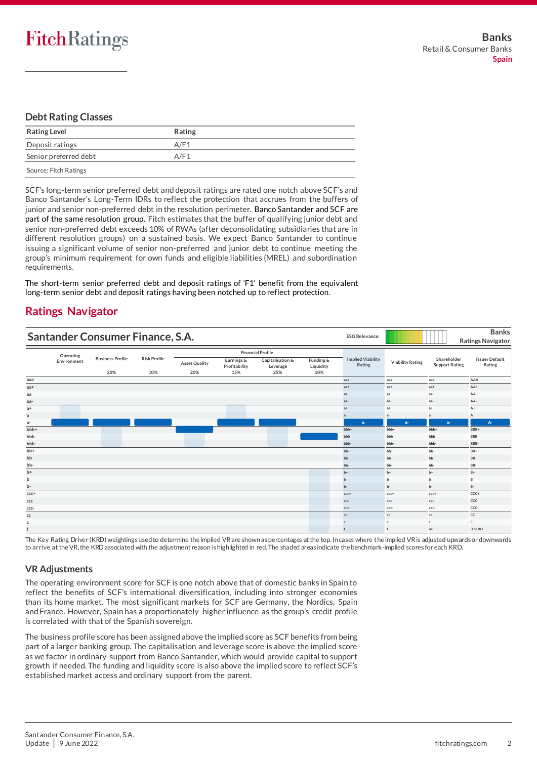## Debt Rating Classes

| Rating Level | Rating |
|---|---|
| Deposit ratings | A/F1 |
| Senior preferred debt | A/F1 |

Source: Fitch Ratings

SCF's long-term senior preferred debt and deposit ratings are rated one notch above SCF's and Banco Santander's Long-Term IDRs to reflect the protection that accrues from the buffers of junior and senior non-preferred debt in the resolution perimeter. Banco Santander and SCF are part of the same resolution group. Fitch estimates that the buffer of qualifying junior debt and senior non-preferred debt exceeds 10% of RWAs (after deconsolidating subsidiaries that are in different resolution groups) on a sustained basis. We expect Banco Santander to continue issuing a significant volume of senior non-preferred and junior debt to continue meeting the group's minimum requirement for own funds and eligible liabilities (MREL) and subordination requirements.

The short-term senior preferred debt and deposit ratings of 'F1' benefit from the equivalent long-term senior debt and deposit ratings having been notched up to reflect protection.

## Ratings Navigator

**Santander Consumer Finance, S.A.** — ESG Relevance: — Banks Ratings Navigator

| | Operating Environment | Business Profile | Risk Profile | Financial Profile: Asset Quality | Financial Profile: Earnings & Profitability | Financial Profile: Capitalisation & Leverage | Financial Profile: Funding & Liquidity | Implied Viability Rating | Viability Rating | Shareholder Support Rating | Issuer Default Rating |
|---|---|---|---|---|---|---|---|---|---|---|---|
| Weighting | | 20% | 10% | 20% | 15% | 25% | 10% | | | | |
| Score | a- | a- | a- | bbb+ | a- | a- | bbb | a- | a- | a- | A- |

The Key Rating Driver (KRD) weightings used to determine the implied VR are shown as percentages at the top. In cases where the implied VR is adjusted upwards or downwards to arrive at the VR, the KRD associated with the adjustment reason is highlighted in red. The shaded areas indicate the benchmark-implied scores for each KRD.

## VR Adjustments

The operating environment score for SCF is one notch above that of domestic banks in Spain to reflect the benefits of SCF's international diversification, including into stronger economies than its home market. The most significant markets for SCF are Germany, the Nordics, Spain and France. However, Spain has a proportionately higher influence as the group's credit profile is correlated with that of the Spanish sovereign.

The business profile score has been assigned above the implied score as SCF benefits from being part of a larger banking group. The capitalisation and leverage score is above the implied score as we factor in ordinary support from Banco Santander, which would provide capital to support growth if needed. The funding and liquidity score is also above the implied score to reflect SCF's established market access and ordinary support from the parent.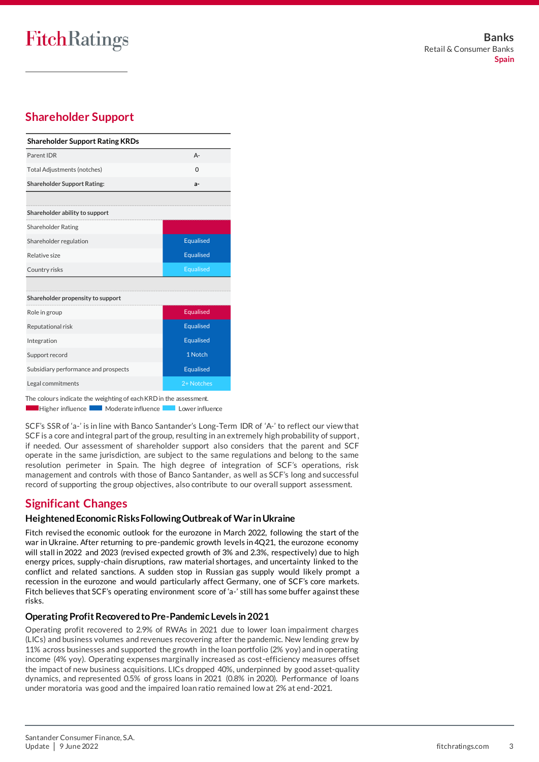## Shareholder Support

| Shareholder Support Rating KRDs | |
|---|---|
| Parent IDR | A- |
| Total Adjustments (notches) | 0 |
| **Shareholder Support Rating:** | **a-** |
| | |
| **Shareholder ability to support** | |
| Shareholder Rating | |
| Shareholder regulation | Equalised |
| Relative size | Equalised |
| Country risks | Equalised |
| | |
| **Shareholder propensity to support** | |
| Role in group | Equalised |
| Reputational risk | Equalised |
| Integration | Equalised |
| Support record | 1 Notch |
| Subsidiary performance and prospects | Equalised |
| Legal commitments | 2+ Notches |

The colours indicate the weighting of each KRD in the assessment.
Higher influence | Moderate influence | Lower influence

SCF's SSR of 'a-' is in line with Banco Santander's Long-Term IDR of 'A-' to reflect our view that SCF is a core and integral part of the group, resulting in an extremely high probability of support, if needed. Our assessment of shareholder support also considers that the parent and SCF operate in the same jurisdiction, are subject to the same regulations and belong to the same resolution perimeter in Spain. The high degree of integration of SCF's operations, risk management and controls with those of Banco Santander, as well as SCF's long and successful record of supporting the group objectives, also contribute to our overall support assessment.

## Significant Changes

### Heightened Economic Risks Following Outbreak of War in Ukraine

Fitch revised the economic outlook for the eurozone in March 2022, following the start of the war in Ukraine. After returning to pre-pandemic growth levels in 4Q21, the eurozone economy will stall in 2022 and 2023 (revised expected growth of 3% and 2.3%, respectively) due to high energy prices, supply-chain disruptions, raw material shortages, and uncertainty linked to the conflict and related sanctions. A sudden stop in Russian gas supply would likely prompt a recession in the eurozone and would particularly affect Germany, one of SCF's core markets. Fitch believes that SCF's operating environment score of 'a-' still has some buffer against these risks.

### Operating Profit Recovered to Pre-Pandemic Levels in 2021

Operating profit recovered to 2.9% of RWAs in 2021 due to lower loan impairment charges (LICs) and business volumes and revenues recovering after the pandemic. New lending grew by 11% across businesses and supported the growth in the loan portfolio (2% yoy) and in operating income (4% yoy). Operating expenses marginally increased as cost-efficiency measures offset the impact of new business acquisitions. LICs dropped 40%, underpinned by good asset-quality dynamics, and represented 0.5% of gross loans in 2021 (0.8% in 2020). Performance of loans under moratoria was good and the impaired loan ratio remained low at 2% at end-2021.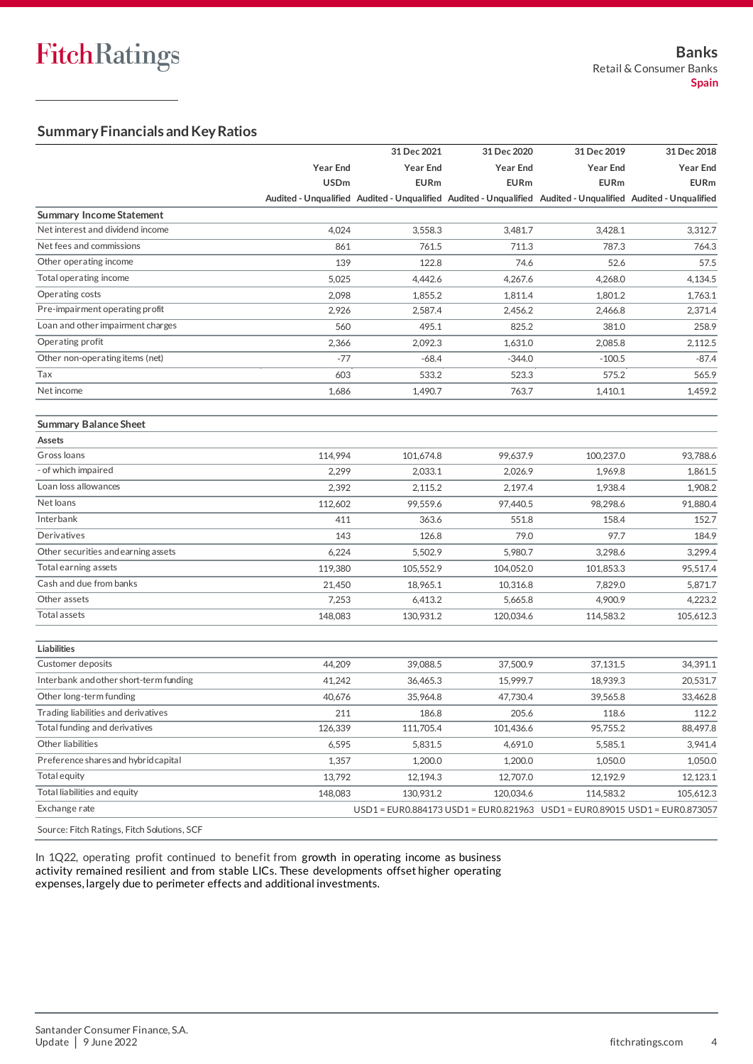## Summary Financials and Key Ratios

| | | 31 Dec 2021 | 31 Dec 2020 | 31 Dec 2019 | 31 Dec 2018 |
|---|---|---|---|---|---|
| | Year End | Year End | Year End | Year End | Year End |
| | USDm | EURm | EURm | EURm | EURm |
| | Audited - Unqualified | Audited - Unqualified | Audited - Unqualified | Audited - Unqualified | Audited - Unqualified |
| **Summary Income Statement** | | | | | |
| Net interest and dividend income | 4,024 | 3,558.3 | 3,481.7 | 3,428.1 | 3,312.7 |
| Net fees and commissions | 861 | 761.5 | 711.3 | 787.3 | 764.3 |
| Other operating income | 139 | 122.8 | 74.6 | 52.6 | 57.5 |
| Total operating income | 5,025 | 4,442.6 | 4,267.6 | 4,268.0 | 4,134.5 |
| Operating costs | 2,098 | 1,855.2 | 1,811.4 | 1,801.2 | 1,763.1 |
| Pre-impairment operating profit | 2,926 | 2,587.4 | 2,456.2 | 2,466.8 | 2,371.4 |
| Loan and other impairment charges | 560 | 495.1 | 825.2 | 381.0 | 258.9 |
| Operating profit | 2,366 | 2,092.3 | 1,631.0 | 2,085.8 | 2,112.5 |
| Other non-operating items (net) | -77 | -68.4 | -344.0 | -100.5 | -87.4 |
| Tax | 603 | 533.2 | 523.3 | 575.2 | 565.9 |
| Net income | 1,686 | 1,490.7 | 763.7 | 1,410.1 | 1,459.2 |
| | | | | | |
| **Summary Balance Sheet** | | | | | |
| **Assets** | | | | | |
| Gross loans | 114,994 | 101,674.8 | 99,637.9 | 100,237.0 | 93,788.6 |
| - of which impaired | 2,299 | 2,033.1 | 2,026.9 | 1,969.8 | 1,861.5 |
| Loan loss allowances | 2,392 | 2,115.2 | 2,197.4 | 1,938.4 | 1,908.2 |
| Net loans | 112,602 | 99,559.6 | 97,440.5 | 98,298.6 | 91,880.4 |
| Interbank | 411 | 363.6 | 551.8 | 158.4 | 152.7 |
| Derivatives | 143 | 126.8 | 79.0 | 97.7 | 184.9 |
| Other securities and earning assets | 6,224 | 5,502.9 | 5,980.7 | 3,298.6 | 3,299.4 |
| Total earning assets | 119,380 | 105,552.9 | 104,052.0 | 101,853.3 | 95,517.4 |
| Cash and due from banks | 21,450 | 18,965.1 | 10,316.8 | 7,829.0 | 5,871.7 |
| Other assets | 7,253 | 6,413.2 | 5,665.8 | 4,900.9 | 4,223.2 |
| Total assets | 148,083 | 130,931.2 | 120,034.6 | 114,583.2 | 105,612.3 |
| | | | | | |
| **Liabilities** | | | | | |
| Customer deposits | 44,209 | 39,088.5 | 37,500.9 | 37,131.5 | 34,391.1 |
| Interbank and other short-term funding | 41,242 | 36,465.3 | 15,999.7 | 18,939.3 | 20,531.7 |
| Other long-term funding | 40,676 | 35,964.8 | 47,730.4 | 39,565.8 | 33,462.8 |
| Trading liabilities and derivatives | 211 | 186.8 | 205.6 | 118.6 | 112.2 |
| Total funding and derivatives | 126,339 | 111,705.4 | 101,436.6 | 95,755.2 | 88,497.8 |
| Other liabilities | 6,595 | 5,831.5 | 4,691.0 | 5,585.1 | 3,941.4 |
| Preference shares and hybrid capital | 1,357 | 1,200.0 | 1,200.0 | 1,050.0 | 1,050.0 |
| Total equity | 13,792 | 12,194.3 | 12,707.0 | 12,192.9 | 12,123.1 |
| Total liabilities and equity | 148,083 | 130,931.2 | 120,034.6 | 114,583.2 | 105,612.3 |
| Exchange rate | | USD1 = EUR0.884173 | USD1 = EUR0.821963 | USD1 = EUR0.89015 | USD1 = EUR0.873057 |

Source: Fitch Ratings, Fitch Solutions, SCF

In 1Q22, operating profit continued to benefit from growth in operating income as business activity remained resilient and from stable LICs. These developments offset higher operating expenses, largely due to perimeter effects and additional investments.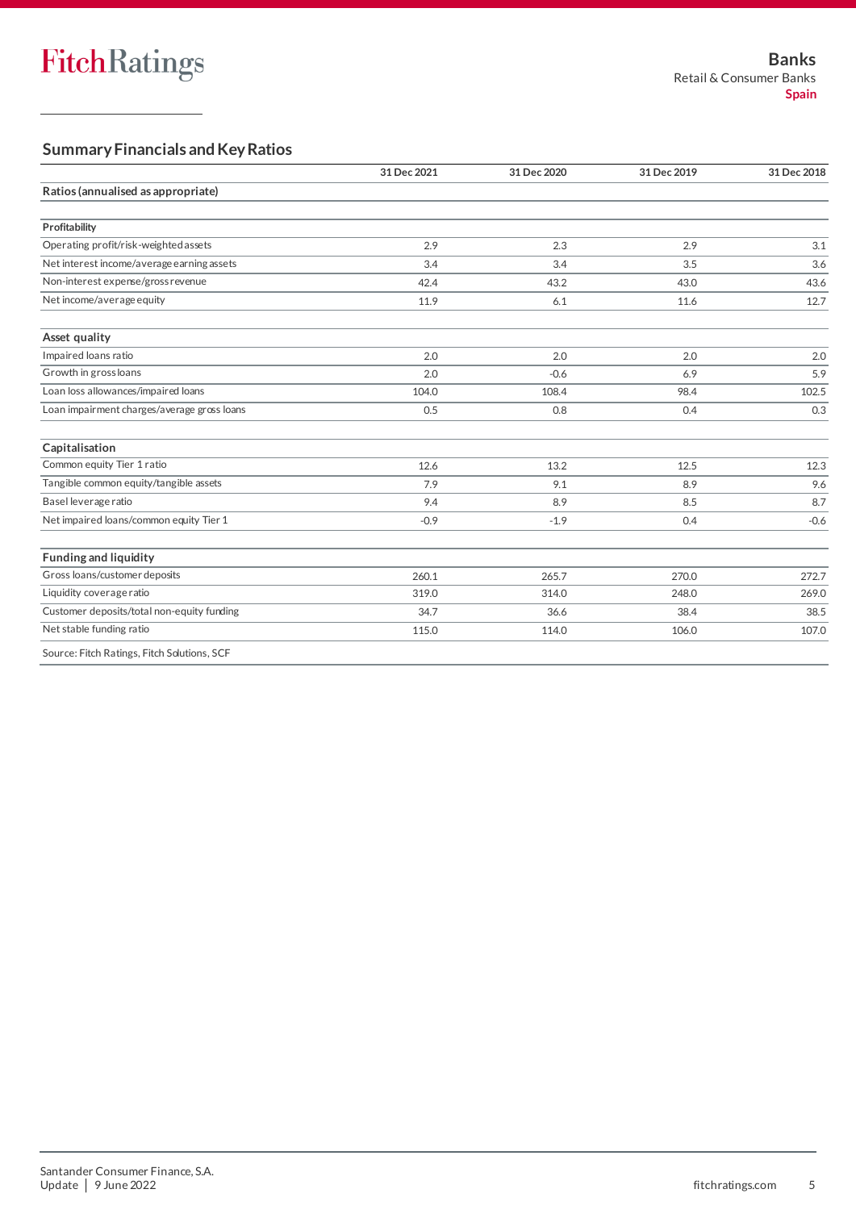## Summary Financials and Key Ratios

| | 31 Dec 2021 | 31 Dec 2020 | 31 Dec 2019 | 31 Dec 2018 |
|---|---|---|---|---|
| **Ratios (annualised as appropriate)** | | | | |
| | | | | |
| **Profitability** | | | | |
| Operating profit/risk-weighted assets | 2.9 | 2.3 | 2.9 | 3.1 |
| Net interest income/average earning assets | 3.4 | 3.4 | 3.5 | 3.6 |
| Non-interest expense/gross revenue | 42.4 | 43.2 | 43.0 | 43.6 |
| Net income/average equity | 11.9 | 6.1 | 11.6 | 12.7 |
| | | | | |
| **Asset quality** | | | | |
| Impaired loans ratio | 2.0 | 2.0 | 2.0 | 2.0 |
| Growth in gross loans | 2.0 | -0.6 | 6.9 | 5.9 |
| Loan loss allowances/impaired loans | 104.0 | 108.4 | 98.4 | 102.5 |
| Loan impairment charges/average gross loans | 0.5 | 0.8 | 0.4 | 0.3 |
| | | | | |
| **Capitalisation** | | | | |
| Common equity Tier 1 ratio | 12.6 | 13.2 | 12.5 | 12.3 |
| Tangible common equity/tangible assets | 7.9 | 9.1 | 8.9 | 9.6 |
| Basel leverage ratio | 9.4 | 8.9 | 8.5 | 8.7 |
| Net impaired loans/common equity Tier 1 | -0.9 | -1.9 | 0.4 | -0.6 |
| | | | | |
| **Funding and liquidity** | | | | |
| Gross loans/customer deposits | 260.1 | 265.7 | 270.0 | 272.7 |
| Liquidity coverage ratio | 319.0 | 314.0 | 248.0 | 269.0 |
| Customer deposits/total non-equity funding | 34.7 | 36.6 | 38.4 | 38.5 |
| Net stable funding ratio | 115.0 | 114.0 | 106.0 | 107.0 |

Source: Fitch Ratings, Fitch Solutions, SCF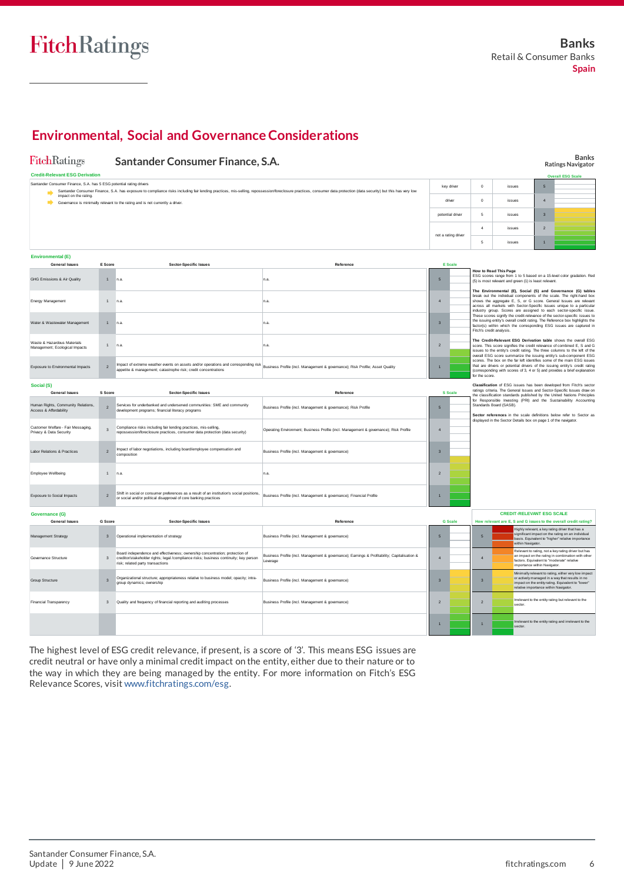## Environmental, Social and Governance Considerations

**Santander Consumer Finance, S.A.**

Banks
Ratings Navigator

**Credit-Relevant ESG Derivation**

Santander Consumer Finance, S.A. has 5 ESG potential rating drivers

- Santander Consumer Finance, S.A. has exposure to compliance risks including fair lending practices, mis-selling, repossession/foreclosure practices, consumer data protection (data security) but this has very low impact on the rating.
- Governance is minimally relevant to the rating and is not currently a driver.

| | | | Overall ESG Scale |
|---|---|---|---|
| key driver | 0 | issues | 5 |
| driver | 0 | issues | 4 |
| potential driver | 5 | issues | 3 |
| not a rating driver | 4 | issues | 2 |
| | 5 | issues | 1 |

**Environmental (E)**

| General Issues | E Score | Sector-Specific Issues | Reference | E Scale |
|---|---|---|---|---|
| GHG Emissions & Air Quality | 1 | n.a. | n.a. | 5 |
| Energy Management | 1 | n.a. | n.a. | 4 |
| Water & Wastewater Management | 1 | n.a. | n.a. | 3 |
| Waste & Hazardous Materials Management; Ecological Impacts | 1 | n.a. | n.a. | 2 |
| Exposure to Environmental Impacts | 2 | Impact of extreme weather events on assets and/or operations and corresponding risk appetite & management; catastrophe risk; credit concentrations | Business Profile (incl. Management & governance); Risk Profile; Asset Quality | 1 |

**How to Read This Page**
ESG scores range from 1 to 5 based on a 15-level color gradation. Red (5) is most relevant and green (1) is least relevant.

**The Environmental (E), Social (S) and Governance (G) tables** break out the individual components of the scale. The right-hand box shows the aggregate E, S, or G score. General Issues are relevant across all markets with Sector-Specific Issues unique to a particular industry group. Scores are assigned to each sector-specific issue. These scores signify the credit-relevance of the sector-specific issues to the issuing entity's overall credit rating. The Reference box highlights the factor(s) within which the corresponding ESG issues are captured in Fitch's credit analysis.

**The Credit-Relevant ESG Derivation table** shows the overall ESG score. This score signifies the credit relevance of combined E, S and G issues to the entity's credit rating. The three columns to the left of the overall ESG score summarize the issuing entity's sub-component ESG scores. The box on the far left identifies some of the main ESG issues that are drivers or potential drivers of the issuing entity's credit rating (corresponding with scores of 3, 4 or 5) and provides a brief explanation for the score.

**Classification** of ESG issues has been developed from Fitch's sector ratings criteria. The General Issues and Sector-Specific Issues draw on the classification standards published by the United Nations Principles for Responsible Investing (PRI) and the Sustainability Accounting Standards Board (SASB).

**Sector references** in the scale definitions below refer to Sector as displayed in the Sector Details box on page 1 of the navigator.

**Social (S)**

| General Issues | S Score | Sector-Specific Issues | Reference | S Scale |
|---|---|---|---|---|
| Human Rights, Community Relations, Access & Affordability | 2 | Services for underbanked and underserved communities: SME and community development programs; financial literacy programs | Business Profile (incl. Management & governance); Risk Profile | 5 |
| Customer Welfare - Fair Messaging, Privacy & Data Security | 3 | Compliance risks including fair lending practices, mis-selling, repossession/foreclosure practices, consumer data protection (data security) | Operating Environment; Business Profile (incl. Management & governance); Risk Profile | 4 |
| Labor Relations & Practices | 2 | Impact of labor negotiations, including board/employee compensation and composition | Business Profile (incl. Management & governance) | 3 |
| Employee Wellbeing | 1 | n.a. | n.a. | 2 |
| Exposure to Social Impacts | 2 | Shift in social or consumer preferences as a result of an institution's social positions, or social and/or political disapproval of core banking practices | Business Profile (incl. Management & governance); Financial Profile | 1 |

**Governance (G)**

| General Issues | G Score | Sector-Specific Issues | Reference | G Scale |
|---|---|---|---|---|
| Management Strategy | 3 | Operational implementation of strategy | Business Profile (incl. Management & governance) | 5 |
| Governance Structure | 3 | Board independence and effectiveness; ownership concentration; protection of creditor/stakeholder rights; legal /compliance risks; business continuity; key person risk; related party transactions | Business Profile (incl. Management & governance); Earnings & Profitability; Capitalisation & Leverage | 4 |
| Group Structure | 3 | Organizational structure; appropriateness relative to business model; opacity; intra-group dynamics; ownership | Business Profile (incl. Management & governance) | 3 |
| Financial Transparency | 3 | Quality and frequency of financial reporting and auditing processes | Business Profile (incl. Management & governance) | 2 |
| | | | | 1 |

**CREDIT-RELEVANT ESG SCALE**

How relevant are E, S and G issues to the overall credit rating?

| Score | Description |
|---|---|
| 5 | Highly relevant, a key rating driver that has a significant impact on the rating on an individual basis. Equivalent to "higher" relative importance within Navigator. |
| 4 | Relevant to rating, not a key rating driver but has an impact on the rating in combination with other factors. Equivalent to "moderate" relative importance within Navigator. |
| 3 | Minimally relevant to rating, either very low impact or actively managed in a way that results in no impact on the entity rating. Equivalent to "lower" relative importance within Navigator. |
| 2 | Irrelevant to the entity rating but relevant to the sector. |
| 1 | Irrelevant to the entity rating and irrelevant to the sector. |

The highest level of ESG credit relevance, if present, is a score of '3'. This means ESG issues are credit neutral or have only a minimal credit impact on the entity, either due to their nature or to the way in which they are being managed by the entity. For more information on Fitch's ESG Relevance Scores, visit www.fitchratings.com/esg.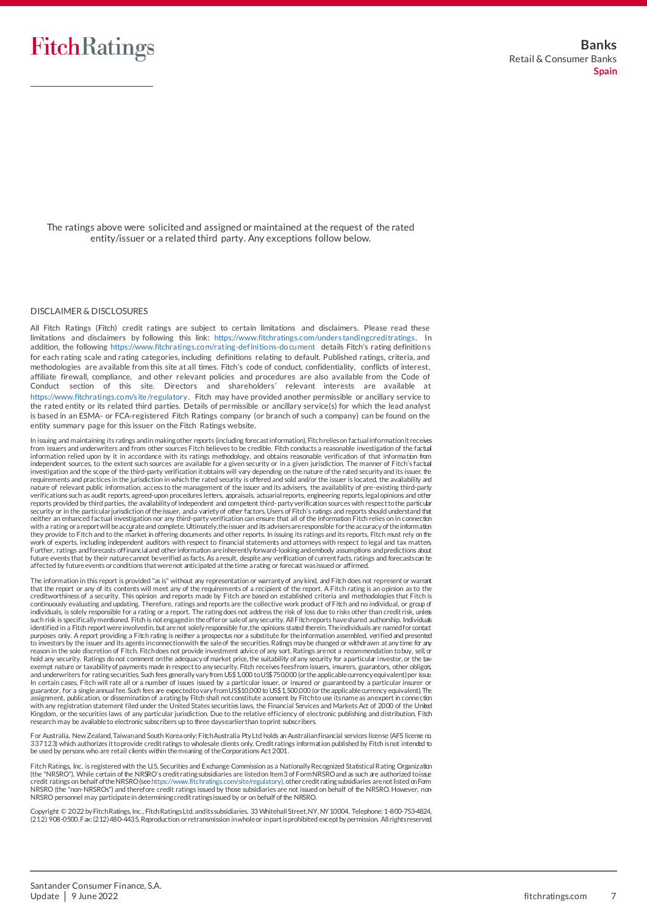The ratings above were solicited and assigned or maintained at the request of the rated entity/issuer or a related third party. Any exceptions follow below.

DISCLAIMER & DISCLOSURES

All Fitch Ratings (Fitch) credit ratings are subject to certain limitations and disclaimers. Please read these limitations and disclaimers by following this link: https://www.fitchratings.com/understandingcreditratings. In addition, the following https://www.fitchratings.com/rating-definitions-document details Fitch's rating definitions for each rating scale and rating categories, including definitions relating to default. Published ratings, criteria, and methodologies are available from this site at all times. Fitch's code of conduct, confidentiality, conflicts of interest, affiliate firewall, compliance, and other relevant policies and procedures are also available from the Code of Conduct section of this site. Directors and shareholders' relevant interests are available at https://www.fitchratings.com/site/regulatory. Fitch may have provided another permissible or ancillary service to the rated entity or its related third parties. Details of permissible or ancillary service(s) for which the lead analyst is based in an ESMA- or FCA-registered Fitch Ratings company (or branch of such a company) can be found on the entity summary page for this issuer on the Fitch Ratings website.

In issuing and maintaining its ratings and in making other reports (including forecast information), Fitch relies on factual information it receives from issuers and underwriters and from other sources Fitch believes to be credible. Fitch conducts a reasonable investigation of the factual information relied upon by it in accordance with its ratings methodology, and obtains reasonable verification of that information from independent sources, to the extent such sources are available for a given security or in a given jurisdiction. The manner of Fitch's factual investigation and the scope of the third-party verification it obtains will vary depending on the nature of the rated security and its issuer, the requirements and practices in the jurisdiction in which the rated security is offered and sold and/or the issuer is located, the availability and nature of relevant public information, access to the management of the issuer and its advisers, the availability of pre-existing third-party verifications such as audit reports, agreed-upon procedures letters, appraisals, actuarial reports, engineering reports, legal opinions and other reports provided by third parties, the availability of independent and competent third- party verification sources with respect to the particular security or in the particular jurisdiction of the issuer, and a variety of other factors. Users of Fitch's ratings and reports should understand that neither an enhanced factual investigation nor any third-party verification can ensure that all of the information Fitch relies on in connection with a rating or a report will be accurate and complete. Ultimately, the issuer and its advisers are responsible for the accuracy of the information they provide to Fitch and to the market in offering documents and other reports. In issuing its ratings and its reports, Fitch must rely on the work of experts, including independent auditors with respect to financial statements and attorneys with respect to legal and tax matters. Further, ratings and forecasts of financial and other information are inherently forward-looking and embody assumptions and predictions about future events that by their nature cannot be verified as facts. As a result, despite any verification of current facts, ratings and forecasts can be affected by future events or conditions that were not anticipated at the time a rating or forecast was issued or affirmed.

The information in this report is provided "as is" without any representation or warranty of any kind, and Fitch does not represent or warrant that the report or any of its contents will meet any of the requirements of a recipient of the report. A Fitch rating is an opinion as to the creditworthiness of a security. This opinion and reports made by Fitch are based on established criteria and methodologies that Fitch is continuously evaluating and updating. Therefore, ratings and reports are the collective work product of Fitch and no individual, or group of individuals, is solely responsible for a rating or a report. The rating does not address the risk of loss due to risks other than credit risk, unless such risk is specifically mentioned. Fitch is not engaged in the offer or sale of any security. All Fitch reports have shared authorship. Individuals identified in a Fitch report were involved in, but are not solely responsible for, the opinions stated therein. The individuals are named for contact purposes only. A report providing a Fitch rating is neither a prospectus nor a substitute for the information assembled, verified and presented to investors by the issuer and its agents in connection with the sale of the securities. Ratings may be changed or withdrawn at any time for any reason in the sole discretion of Fitch. Fitch does not provide investment advice of any sort. Ratings are not a recommendation to buy, sell, or hold any security. Ratings do not comment on the adequacy of market price, the suitability of any security for a particular investor, or the tax-exempt nature or taxability of payments made in respect to any security. Fitch receives fees from issuers, insurers, guarantors, other obligors, and underwriters for rating securities. Such fees generally vary from US$1,000 to US$750,000 (or the applicable currency equivalent) per issue. In certain cases, Fitch will rate all or a number of issues issued by a particular issuer, or insured or guaranteed by a particular insurer or guarantor, for a single annual fee. Such fees are expected to vary from US$10,000 to US$1,500,000 (or the applicable currency equivalent). The assignment, publication, or dissemination of a rating by Fitch shall not constitute a consent by Fitch to use its name as an expert in connection with any registration statement filed under the United States securities laws, the Financial Services and Markets Act of 2000 of the United Kingdom, or the securities laws of any particular jurisdiction. Due to the relative efficiency of electronic publishing and distribution, Fitch research may be available to electronic subscribers up to three days earlier than to print subscribers.

For Australia, New Zealand, Taiwan and South Korea only: Fitch Australia Pty Ltd holds an Australian financial services license (AFS license no. 337123) which authorizes it to provide credit ratings to wholesale clients only. Credit ratings information published by Fitch is not intended to be used by persons who are retail clients within the meaning of the Corporations Act 2001.

Fitch Ratings, Inc. is registered with the U.S. Securities and Exchange Commission as a Nationally Recognized Statistical Rating Organization (the "NRSRO"). While certain of the NRSRO's credit rating subsidiaries are listed on Item 3 of Form NRSRO and as such are authorized to issue credit ratings on behalf of the NRSRO (see https://www.fitchratings.com/site/regulatory), other credit rating subsidiaries are not listed on Form NRSRO (the "non-NRSROs") and therefore credit ratings issued by those subsidiaries are not issued on behalf of the NRSRO. However, non-NRSRO personnel may participate in determining credit ratings issued by or on behalf of the NRSRO.

Copyright © 2022 by Fitch Ratings, Inc., Fitch Ratings Ltd. and its subsidiaries. 33 Whitehall Street, NY, NY 10004. Telephone: 1-800-753-4824, (212) 908-0500. Fax: (212) 480-4435. Reproduction or retransmission in whole or in part is prohibited except by permission. All rights reserved.